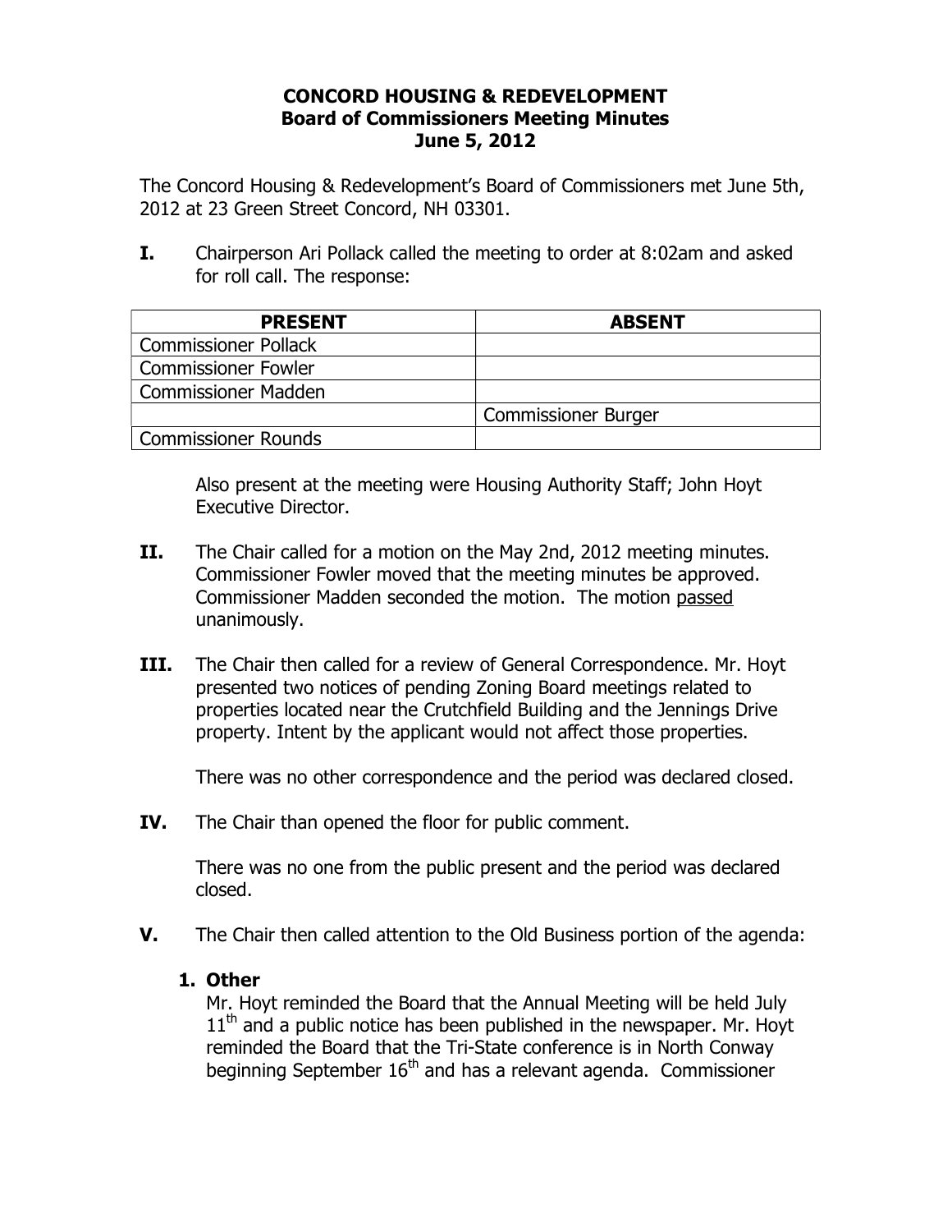**CONCORD HOUSING & REDEVELOPMENT**
**Board of Commissioners Meeting Minutes**
**June 5, 2012**

The Concord Housing & Redevelopment's Board of Commissioners met June 5th, 2012 at 23 Green Street Concord, NH 03301.

**I.** Chairperson Ari Pollack called the meeting to order at 8:02am and asked for roll call. The response:

| PRESENT | ABSENT |
|---|---|
| Commissioner Pollack | |
| Commissioner Fowler | |
| Commissioner Madden | |
| | Commissioner Burger |
| Commissioner Rounds | |

Also present at the meeting were Housing Authority Staff; John Hoyt Executive Director.

**II.** The Chair called for a motion on the May 2nd, 2012 meeting minutes. Commissioner Fowler moved that the meeting minutes be approved. Commissioner Madden seconded the motion. The motion passed unanimously.

**III.** The Chair then called for a review of General Correspondence. Mr. Hoyt presented two notices of pending Zoning Board meetings related to properties located near the Crutchfield Building and the Jennings Drive property. Intent by the applicant would not affect those properties.

There was no other correspondence and the period was declared closed.

**IV.** The Chair than opened the floor for public comment.

There was no one from the public present and the period was declared closed.

**V.** The Chair then called attention to the Old Business portion of the agenda:

**1. Other**

Mr. Hoyt reminded the Board that the Annual Meeting will be held July 11th and a public notice has been published in the newspaper. Mr. Hoyt reminded the Board that the Tri-State conference is in North Conway beginning September 16th and has a relevant agenda. Commissioner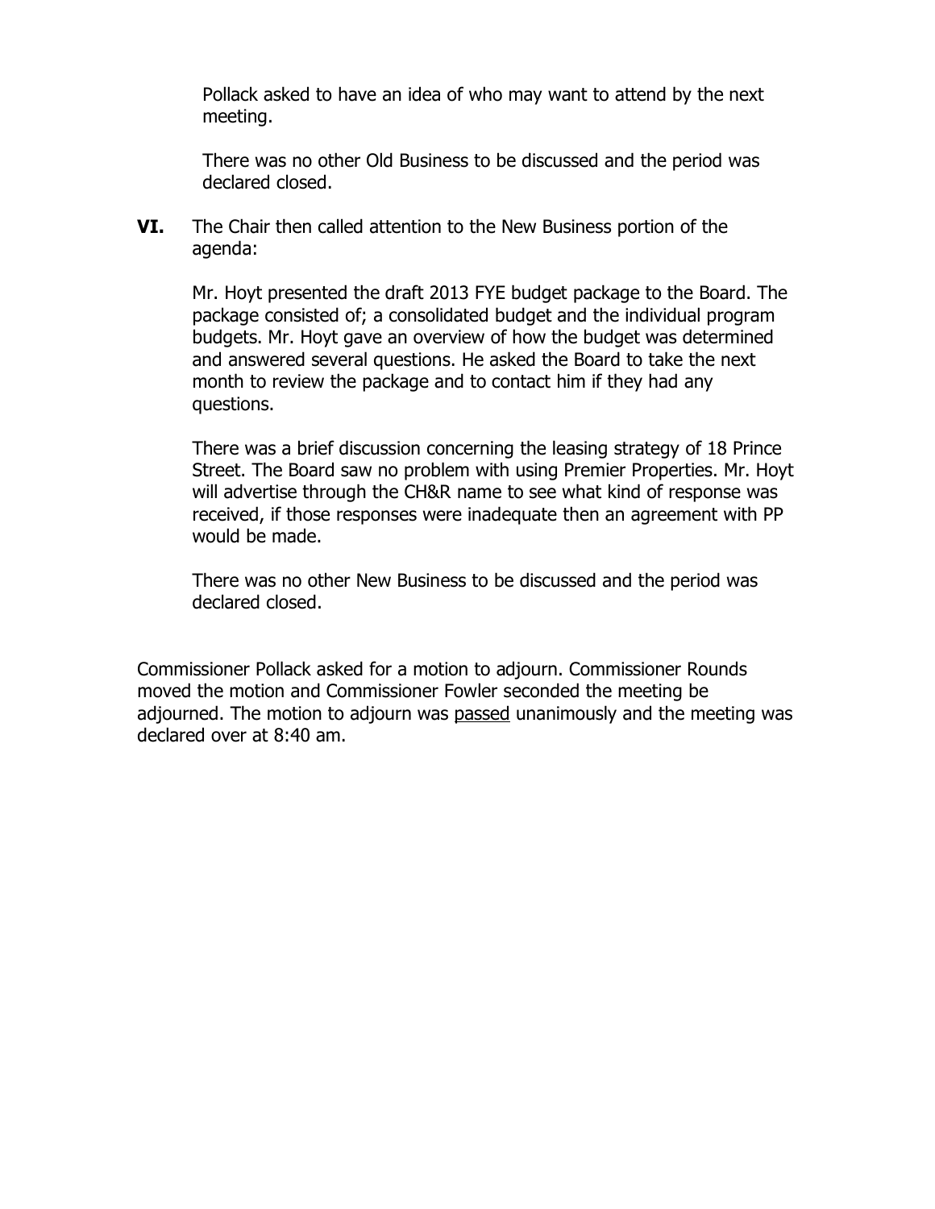Pollack asked to have an idea of who may want to attend by the next meeting.

There was no other Old Business to be discussed and the period was declared closed.

**VI.** The Chair then called attention to the New Business portion of the agenda:

Mr. Hoyt presented the draft 2013 FYE budget package to the Board. The package consisted of; a consolidated budget and the individual program budgets. Mr. Hoyt gave an overview of how the budget was determined and answered several questions. He asked the Board to take the next month to review the package and to contact him if they had any questions.

There was a brief discussion concerning the leasing strategy of 18 Prince Street. The Board saw no problem with using Premier Properties. Mr. Hoyt will advertise through the CH&R name to see what kind of response was received, if those responses were inadequate then an agreement with PP would be made.

There was no other New Business to be discussed and the period was declared closed.

Commissioner Pollack asked for a motion to adjourn. Commissioner Rounds moved the motion and Commissioner Fowler seconded the meeting be adjourned. The motion to adjourn was <u>passed</u> unanimously and the meeting was declared over at 8:40 am.